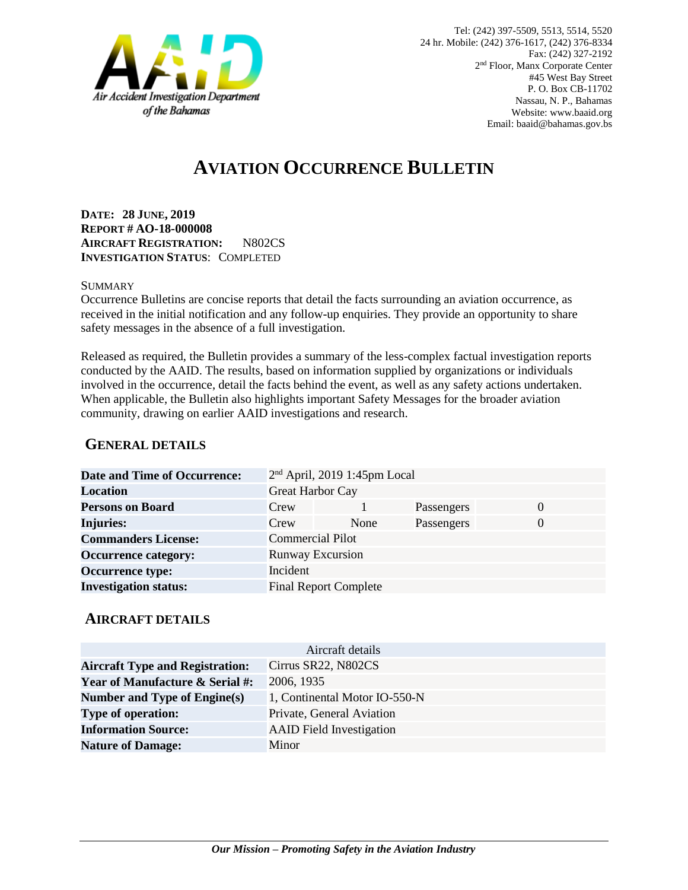Air Accident Investigation Department of the Bahamas

Tel: (242) 397-5509, 5513, 5514, 5520
24 hr. Mobile: (242) 376-1617, (242) 376-8334
Fax: (242) 327-2192
2nd Floor, Manx Corporate Center
#45 West Bay Street
P. O. Box CB-11702
Nassau, N. P., Bahamas
Website: www.baaid.org
Email: baaid@bahamas.gov.bs

# AVIATION OCCURRENCE BULLETIN

**DATE: 28 JUNE, 2019**
**REPORT # AO-18-000008**
**AIRCRAFT REGISTRATION:** N802CS
**INVESTIGATION STATUS**: COMPLETED

SUMMARY

Occurrence Bulletins are concise reports that detail the facts surrounding an aviation occurrence, as received in the initial notification and any follow-up enquiries. They provide an opportunity to share safety messages in the absence of a full investigation.

Released as required, the Bulletin provides a summary of the less-complex factual investigation reports conducted by the AAID. The results, based on information supplied by organizations or individuals involved in the occurrence, detail the facts behind the event, as well as any safety actions undertaken. When applicable, the Bulletin also highlights important Safety Messages for the broader aviation community, drawing on earlier AAID investigations and research.

## GENERAL DETAILS

| | | | | |
|---|---|---|---|---|
| **Date and Time of Occurrence:** | 2nd April, 2019 1:45pm Local | | | |
| **Location** | Great Harbor Cay | | | |
| **Persons on Board** | Crew | 1 | Passengers | 0 |
| **Injuries:** | Crew | None | Passengers | 0 |
| **Commanders License:** | Commercial Pilot | | | |
| **Occurrence category:** | Runway Excursion | | | |
| **Occurrence type:** | Incident | | | |
| **Investigation status:** | Final Report Complete | | | |

## AIRCRAFT DETAILS

| Aircraft details | |
|---|---|
| **Aircraft Type and Registration:** | Cirrus SR22, N802CS |
| **Year of Manufacture & Serial #:** | 2006, 1935 |
| **Number and Type of Engine(s)** | 1, Continental Motor IO-550-N |
| **Type of operation:** | Private, General Aviation |
| **Information Source:** | AAID Field Investigation |
| **Nature of Damage:** | Minor |

***Our Mission – Promoting Safety in the Aviation Industry***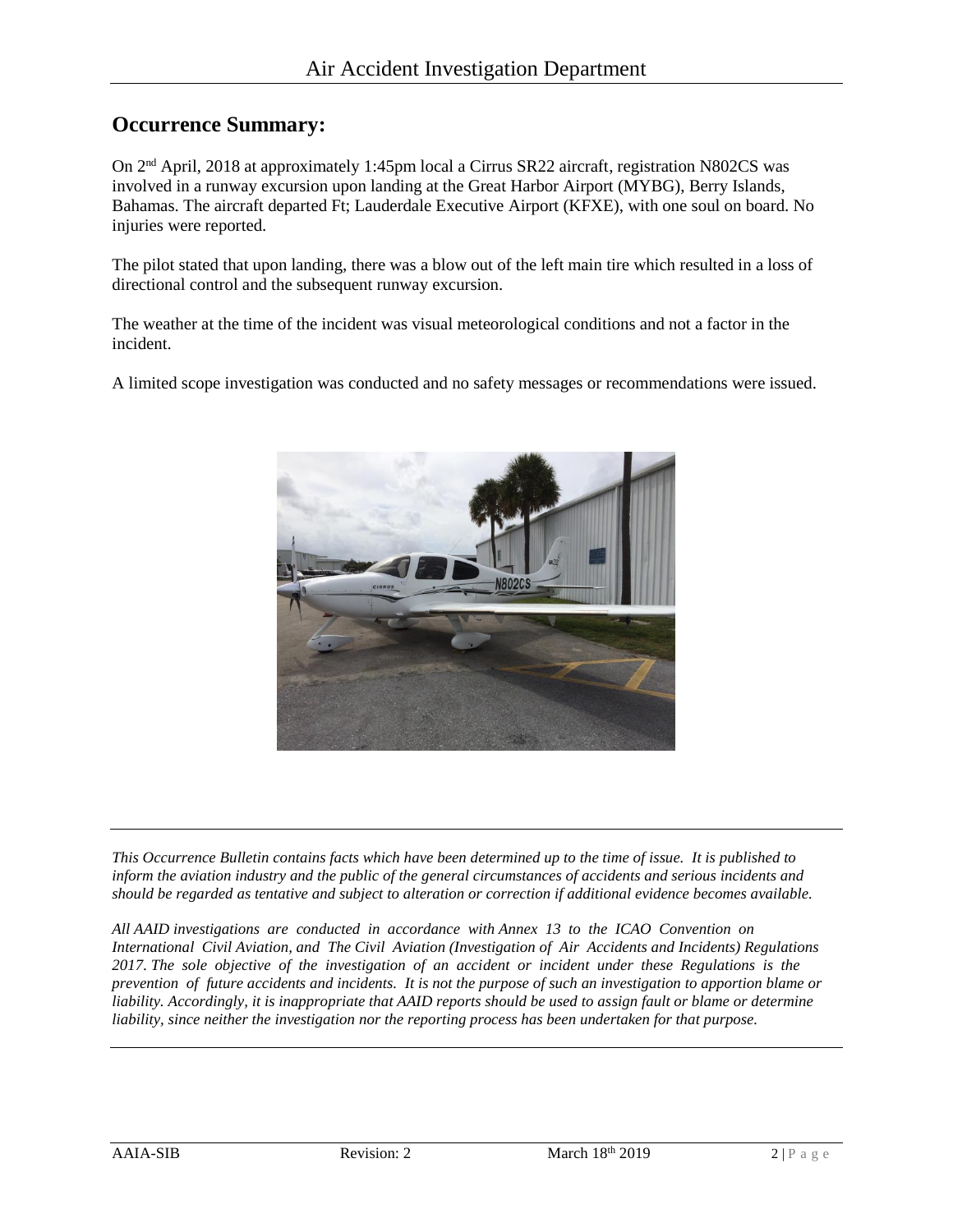## Occurrence Summary:

On 2nd April, 2018 at approximately 1:45pm local a Cirrus SR22 aircraft, registration N802CS was involved in a runway excursion upon landing at the Great Harbor Airport (MYBG), Berry Islands, Bahamas. The aircraft departed Ft; Lauderdale Executive Airport (KFXE), with one soul on board. No injuries were reported.

The pilot stated that upon landing, there was a blow out of the left main tire which resulted in a loss of directional control and the subsequent runway excursion.

The weather at the time of the incident was visual meteorological conditions and not a factor in the incident.

A limited scope investigation was conducted and no safety messages or recommendations were issued.

---

*This Occurrence Bulletin contains facts which have been determined up to the time of issue. It is published to inform the aviation industry and the public of the general circumstances of accidents and serious incidents and should be regarded as tentative and subject to alteration or correction if additional evidence becomes available.*

*All AAID investigations are conducted in accordance with Annex 13 to the ICAO Convention on International Civil Aviation, and The Civil Aviation (Investigation of Air Accidents and Incidents) Regulations 2017. The sole objective of the investigation of an accident or incident under these Regulations is the prevention of future accidents and incidents. It is not the purpose of such an investigation to apportion blame or liability. Accordingly, it is inappropriate that AAID reports should be used to assign fault or blame or determine liability, since neither the investigation nor the reporting process has been undertaken for that purpose.*